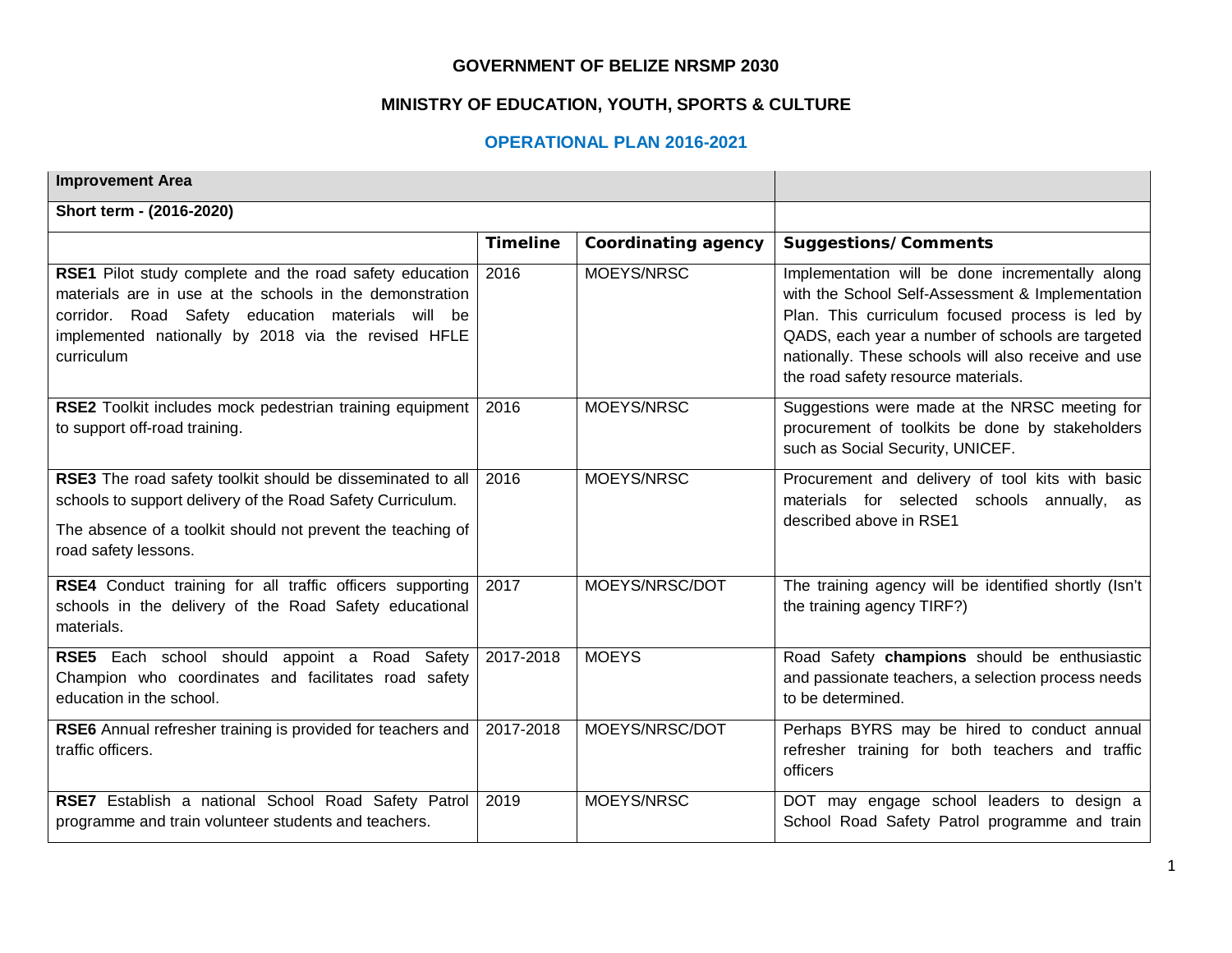# GOVERNMENT OF BELIZE NRSMP 2030

## MINISTRY OF EDUCATION, YOUTH, SPORTS & CULTURE

### OPERATIONAL PLAN 2016-2021

| **Improvement Area** | | | |
|---|---|---|---|
| **Short term - (2016-2020)** | | | |
| | **Timeline** | **Coordinating agency** | **Suggestions/Comments** |
| **RSE1** Pilot study complete and the road safety education materials are in use at the schools in the demonstration corridor. Road Safety education materials will be implemented nationally by 2018 via the revised HFLE curriculum | 2016 | MOEYS/NRSC | Implementation will be done incrementally along with the School Self-Assessment & Implementation Plan. This curriculum focused process is led by QADS, each year a number of schools are targeted nationally. These schools will also receive and use the road safety resource materials. |
| **RSE2** Toolkit includes mock pedestrian training equipment to support off-road training. | 2016 | MOEYS/NRSC | Suggestions were made at the NRSC meeting for procurement of toolkits be done by stakeholders such as Social Security, UNICEF. |
| **RSE3** The road safety toolkit should be disseminated to all schools to support delivery of the Road Safety Curriculum.<br><br>The absence of a toolkit should not prevent the teaching of road safety lessons. | 2016 | MOEYS/NRSC | Procurement and delivery of tool kits with basic materials for selected schools annually, as described above in RSE1 |
| **RSE4** Conduct training for all traffic officers supporting schools in the delivery of the Road Safety educational materials. | 2017 | MOEYS/NRSC/DOT | The training agency will be identified shortly (Isn't the training agency TIRF?) |
| **RSE5** Each school should appoint a Road Safety Champion who coordinates and facilitates road safety education in the school. | 2017-2018 | MOEYS | Road Safety **champions** should be enthusiastic and passionate teachers, a selection process needs to be determined. |
| **RSE6** Annual refresher training is provided for teachers and traffic officers. | 2017-2018 | MOEYS/NRSC/DOT | Perhaps BYRS may be hired to conduct annual refresher training for both teachers and traffic officers |
| **RSE7** Establish a national School Road Safety Patrol programme and train volunteer students and teachers. | 2019 | MOEYS/NRSC | DOT may engage school leaders to design a School Road Safety Patrol programme and train |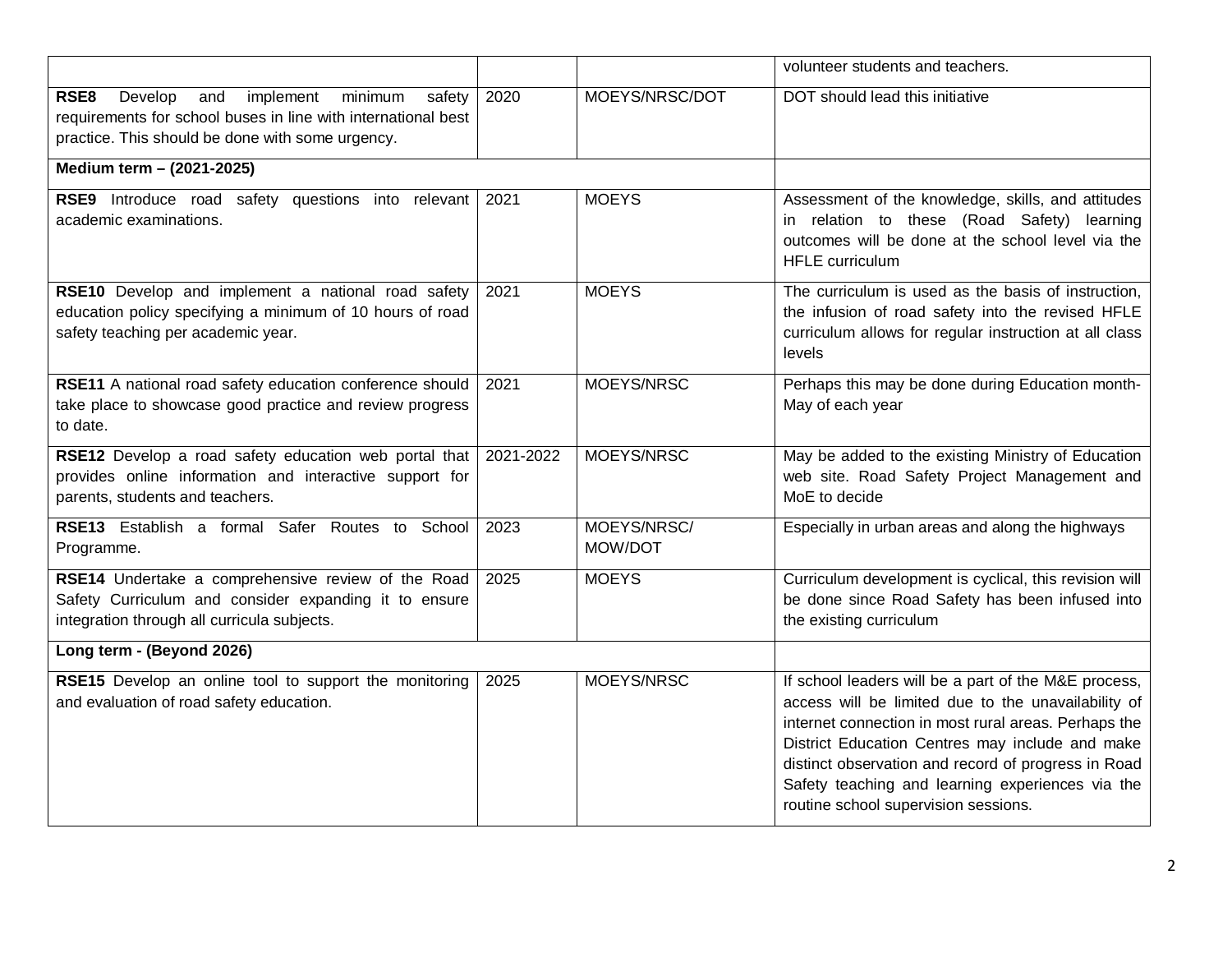| | | | |
|---|---|---|---|
| | | | volunteer students and teachers. |
| **RSE8** Develop and implement minimum safety requirements for school buses in line with international best practice. This should be done with some urgency. | 2020 | MOEYS/NRSC/DOT | DOT should lead this initiative |
| **Medium term – (2021-2025)** | | | |
| **RSE9** Introduce road safety questions into relevant academic examinations. | 2021 | MOEYS | Assessment of the knowledge, skills, and attitudes in relation to these (Road Safety) learning outcomes will be done at the school level via the HFLE curriculum |
| **RSE10** Develop and implement a national road safety education policy specifying a minimum of 10 hours of road safety teaching per academic year. | 2021 | MOEYS | The curriculum is used as the basis of instruction, the infusion of road safety into the revised HFLE curriculum allows for regular instruction at all class levels |
| **RSE11** A national road safety education conference should take place to showcase good practice and review progress to date. | 2021 | MOEYS/NRSC | Perhaps this may be done during Education month- May of each year |
| **RSE12** Develop a road safety education web portal that provides online information and interactive support for parents, students and teachers. | 2021-2022 | MOEYS/NRSC | May be added to the existing Ministry of Education web site. Road Safety Project Management and MoE to decide |
| **RSE13** Establish a formal Safer Routes to School Programme. | 2023 | MOEYS/NRSC/ MOW/DOT | Especially in urban areas and along the highways |
| **RSE14** Undertake a comprehensive review of the Road Safety Curriculum and consider expanding it to ensure integration through all curricula subjects. | 2025 | MOEYS | Curriculum development is cyclical, this revision will be done since Road Safety has been infused into the existing curriculum |
| **Long term - (Beyond 2026)** | | | |
| **RSE15** Develop an online tool to support the monitoring and evaluation of road safety education. | 2025 | MOEYS/NRSC | If school leaders will be a part of the M&E process, access will be limited due to the unavailability of internet connection in most rural areas. Perhaps the District Education Centres may include and make distinct observation and record of progress in Road Safety teaching and learning experiences via the routine school supervision sessions. |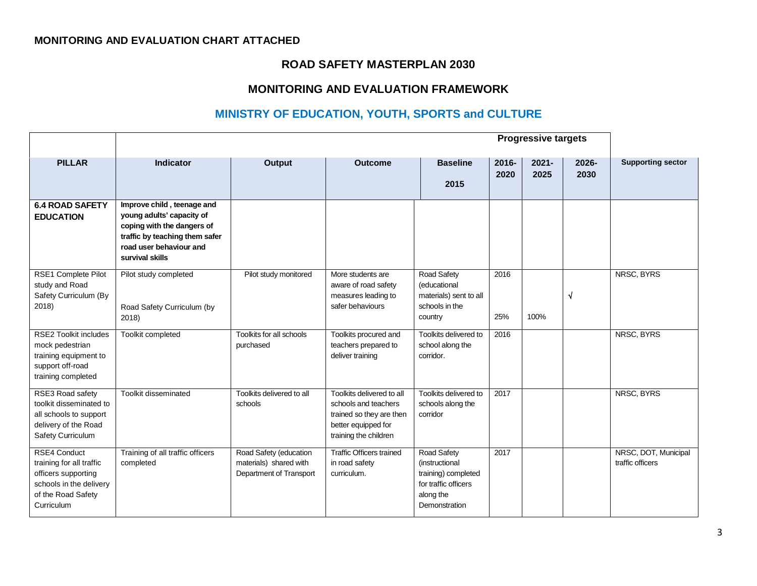**MONITORING AND EVALUATION CHART ATTACHED**

## ROAD SAFETY MASTERPLAN 2030

## MONITORING AND EVALUATION FRAMEWORK

## MINISTRY OF EDUCATION, YOUTH, SPORTS and CULTURE

| | | | | | Progressive targets | | | |
|---|---|---|---|---|---|---|---|---|
| **PILLAR** | **Indicator** | **Output** | **Outcome** | **Baseline 2015** | **2016-2020** | **2021-2025** | **2026-2030** | **Supporting sector** |
| **6.4 ROAD SAFETY EDUCATION** | **Improve child , teenage and young adults' capacity of coping with the dangers of traffic by teaching them safer road user behaviour and survival skills** | | | | | | | |
| RSE1 Complete Pilot study and Road Safety Curriculum (By 2018) | Pilot study completed<br><br>Road Safety Curriculum (by 2018) | Pilot study monitored | More students are aware of road safety measures leading to safer behaviours | Road Safety (educational materials) sent to all schools in the country | 2016<br><br>25% | 100% | √ | NRSC, BYRS |
| RSE2 Toolkit includes mock pedestrian training equipment to support off-road training completed | Toolkit completed | Toolkits for all schools purchased | Toolkits procured and teachers prepared to deliver training | Toolkits delivered to school along the corridor. | 2016 | | | NRSC, BYRS |
| RSE3 Road safety toolkit disseminated to all schools to support delivery of the Road Safety Curriculum | Toolkit disseminated | Toolkits delivered to all schools | Toolkits delivered to all schools and teachers trained so they are then better equipped for training the children | Toolkits delivered to schools along the corridor | 2017 | | | NRSC, BYRS |
| RSE4 Conduct training for all traffic officers supporting schools in the delivery of the Road Safety Curriculum | Training of all traffic officers completed | Road Safety (education materials) shared with Department of Transport | Traffic Officers trained in road safety curriculum. | Road Safety (instructional training) completed for traffic officers along the Demonstration | 2017 | | | NRSC, DOT, Municipal traffic officers |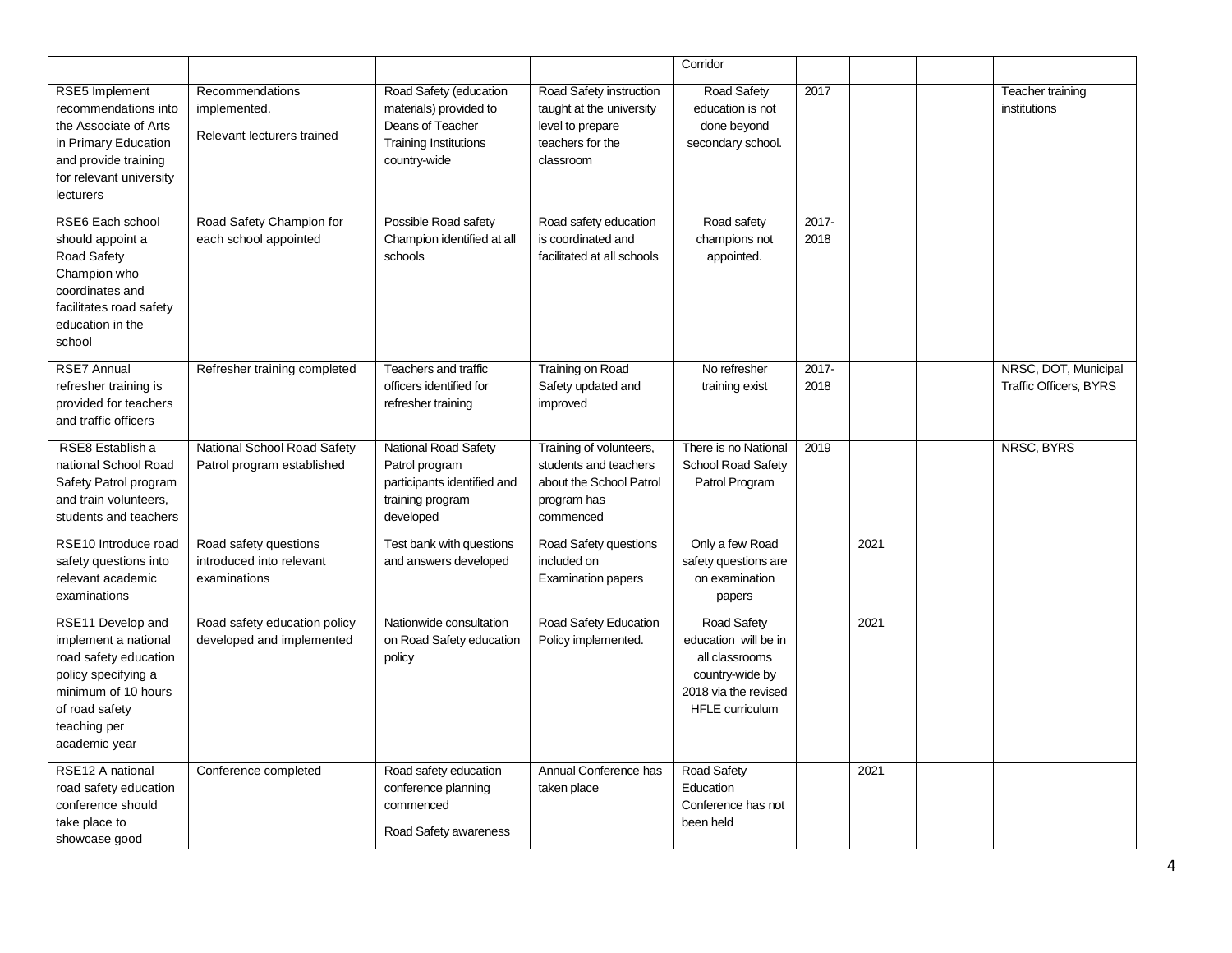| | | | | Corridor | | | | |
|---|---|---|---|---|---|---|---|---|
| RSE5 Implement recommendations into the Associate of Arts in Primary Education and provide training for relevant university lecturers | Recommendations implemented.<br><br>Relevant lecturers trained | Road Safety (education materials) provided to Deans of Teacher Training Institutions country-wide | Road Safety instruction taught at the university level to prepare teachers for the classroom | Road Safety education is not done beyond secondary school. | 2017 | | | Teacher training institutions |
| RSE6 Each school should appoint a Road Safety Champion who coordinates and facilitates road safety education in the school | Road Safety Champion for each school appointed | Possible Road safety Champion identified at all schools | Road safety education is coordinated and facilitated at all schools | Road safety champions not appointed. | 2017-2018 | | | |
| RSE7 Annual refresher training is provided for teachers and traffic officers | Refresher training completed | Teachers and traffic officers identified for refresher training | Training on Road Safety updated and improved | No refresher training exist | 2017-2018 | | | NRSC, DOT, Municipal Traffic Officers, BYRS |
| RSE8 Establish a national School Road Safety Patrol program and train volunteers, students and teachers | National School Road Safety Patrol program established | National Road Safety Patrol program participants identified and training program developed | Training of volunteers, students and teachers about the School Patrol program has commenced | There is no National School Road Safety Patrol Program | 2019 | | | NRSC, BYRS |
| RSE10 Introduce road safety questions into relevant academic examinations | Road safety questions introduced into relevant examinations | Test bank with questions and answers developed | Road Safety questions included on Examination papers | Only a few Road safety questions are on examination papers | | 2021 | | |
| RSE11 Develop and implement a national road safety education policy specifying a minimum of 10 hours of road safety teaching per academic year | Road safety education policy developed and implemented | Nationwide consultation on Road Safety education policy | Road Safety Education Policy implemented. | Road Safety education will be in all classrooms country-wide by 2018 via the revised HFLE curriculum | | 2021 | | |
| RSE12 A national road safety education conference should take place to showcase good | Conference completed | Road safety education conference planning commenced<br><br>Road Safety awareness | Annual Conference has taken place | Road Safety Education Conference has not been held | | 2021 | | |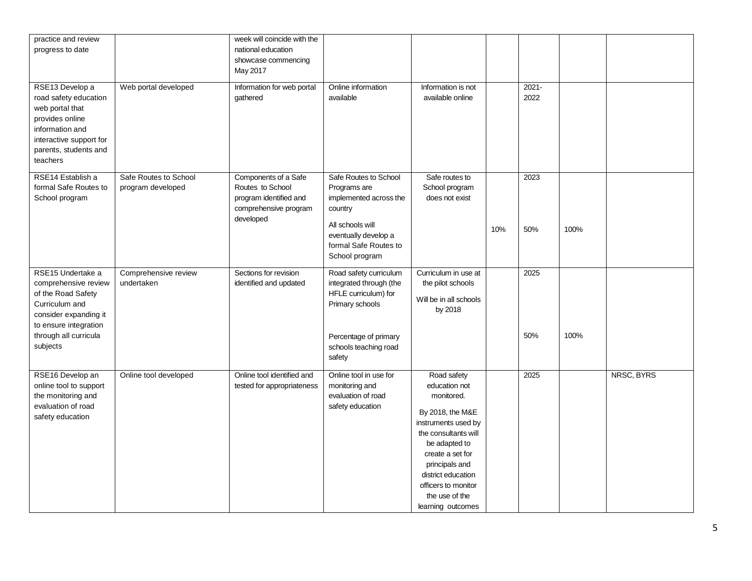| | | | | | | | | |
|---|---|---|---|---|---|---|---|---|
| practice and review progress to date | | week will coincide with the national education showcase commencing May 2017 | | | | | | |
| RSE13 Develop a road safety education web portal that provides online information and interactive support for parents, students and teachers | Web portal developed | Information for web portal gathered | Online information available | Information is not available online | | 2021-2022 | | |
| RSE14 Establish a formal Safe Routes to School program | Safe Routes to School program developed | Components of a Safe Routes to School program identified and comprehensive program developed | Safe Routes to School Programs are implemented across the country<br><br>All schools will eventually develop a formal Safe Routes to School program | Safe routes to School program does not exist | <br><br><br><br>10% | 2023<br><br><br><br>50% | <br><br><br><br>100% | |
| RSE15 Undertake a comprehensive review of the Road Safety Curriculum and consider expanding it to ensure integration through all curricula subjects | Comprehensive review undertaken | Sections for revision identified and updated | Road safety curriculum integrated through (the HFLE curriculum) for Primary schools<br><br>Percentage of primary schools teaching road safety | Curriculum in use at the pilot schools<br><br>Will be in all schools by 2018 | | 2025<br><br><br><br>50% | <br><br><br><br>100% | |
| RSE16 Develop an online tool to support the monitoring and evaluation of road safety education | Online tool developed | Online tool identified and tested for appropriateness | Online tool in use for monitoring and evaluation of road safety education | Road safety education not monitored.<br><br>By 2018, the M&E instruments used by the consultants will be adapted to create a set for principals and district education officers to monitor the use of the learning outcomes | | 2025 | | NRSC, BYRS |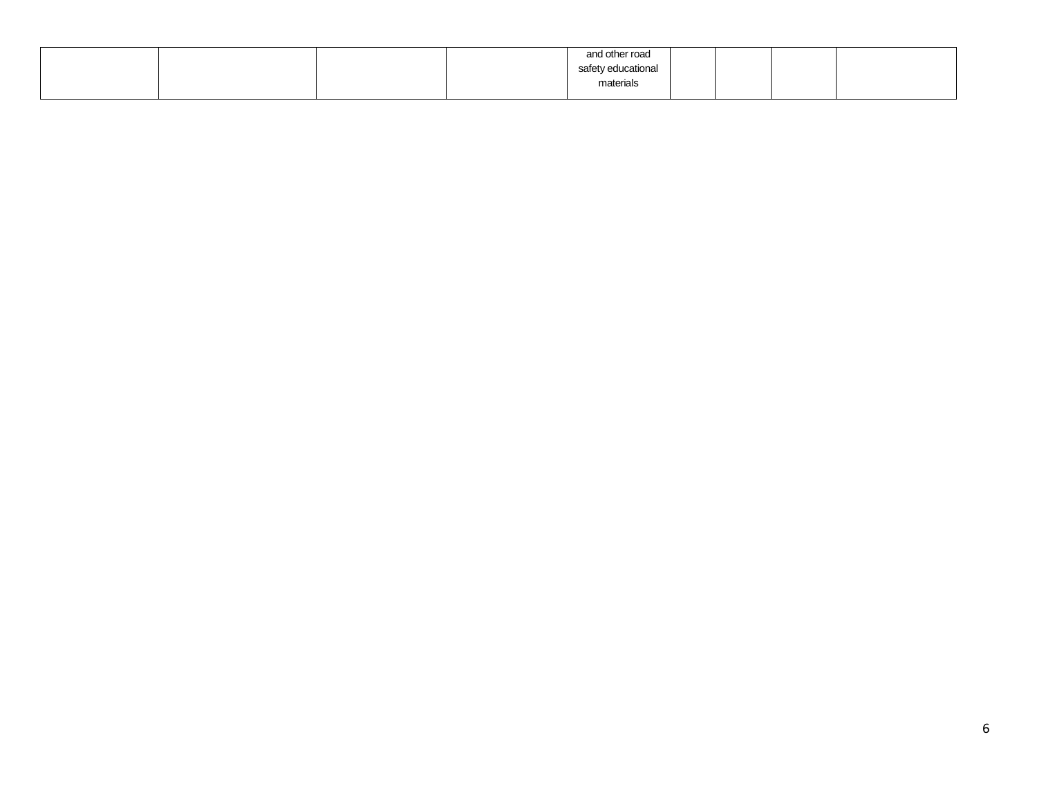| | | | | | | | | |
|---|---|---|---|---|---|---|---|---|
| | | | | and other road safety educational materials | | | | |